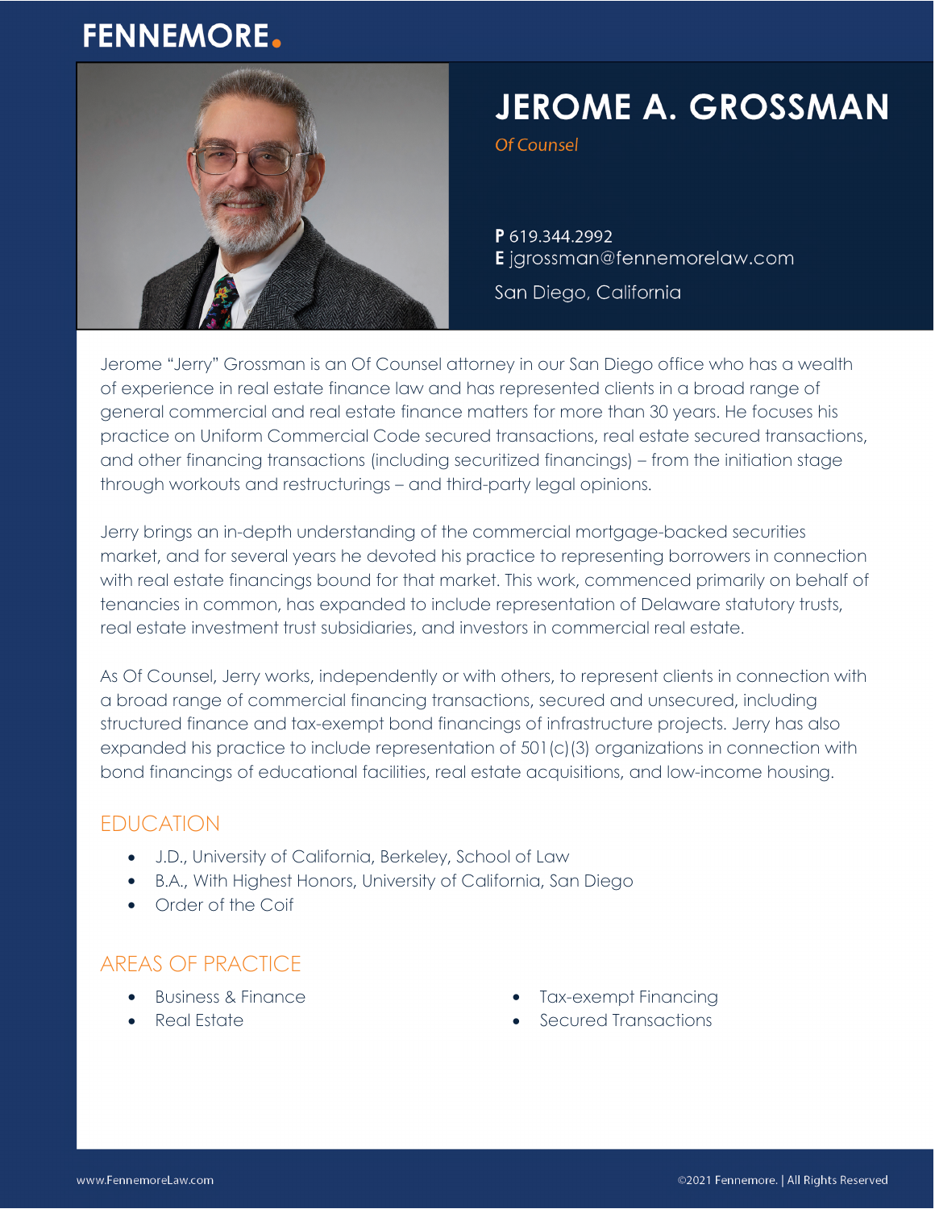FENNEMORE.

# JEROME A. GROSSMAN

*Of Counsel*

**P** 619.344.2992
**E** jgrossman@fennemorelaw.com

San Diego, California

Jerome "Jerry" Grossman is an Of Counsel attorney in our San Diego office who has a wealth of experience in real estate finance law and has represented clients in a broad range of general commercial and real estate finance matters for more than 30 years. He focuses his practice on Uniform Commercial Code secured transactions, real estate secured transactions, and other financing transactions (including securitized financings) – from the initiation stage through workouts and restructurings – and third-party legal opinions.

Jerry brings an in-depth understanding of the commercial mortgage-backed securities market, and for several years he devoted his practice to representing borrowers in connection with real estate financings bound for that market. This work, commenced primarily on behalf of tenancies in common, has expanded to include representation of Delaware statutory trusts, real estate investment trust subsidiaries, and investors in commercial real estate.

As Of Counsel, Jerry works, independently or with others, to represent clients in connection with a broad range of commercial financing transactions, secured and unsecured, including structured finance and tax-exempt bond financings of infrastructure projects. Jerry has also expanded his practice to include representation of 501(c)(3) organizations in connection with bond financings of educational facilities, real estate acquisitions, and low-income housing.

## EDUCATION

- J.D., University of California, Berkeley, School of Law
- B.A., With Highest Honors, University of California, San Diego
- Order of the Coif

## AREAS OF PRACTICE

- Business & Finance
- Real Estate
- Tax-exempt Financing
- Secured Transactions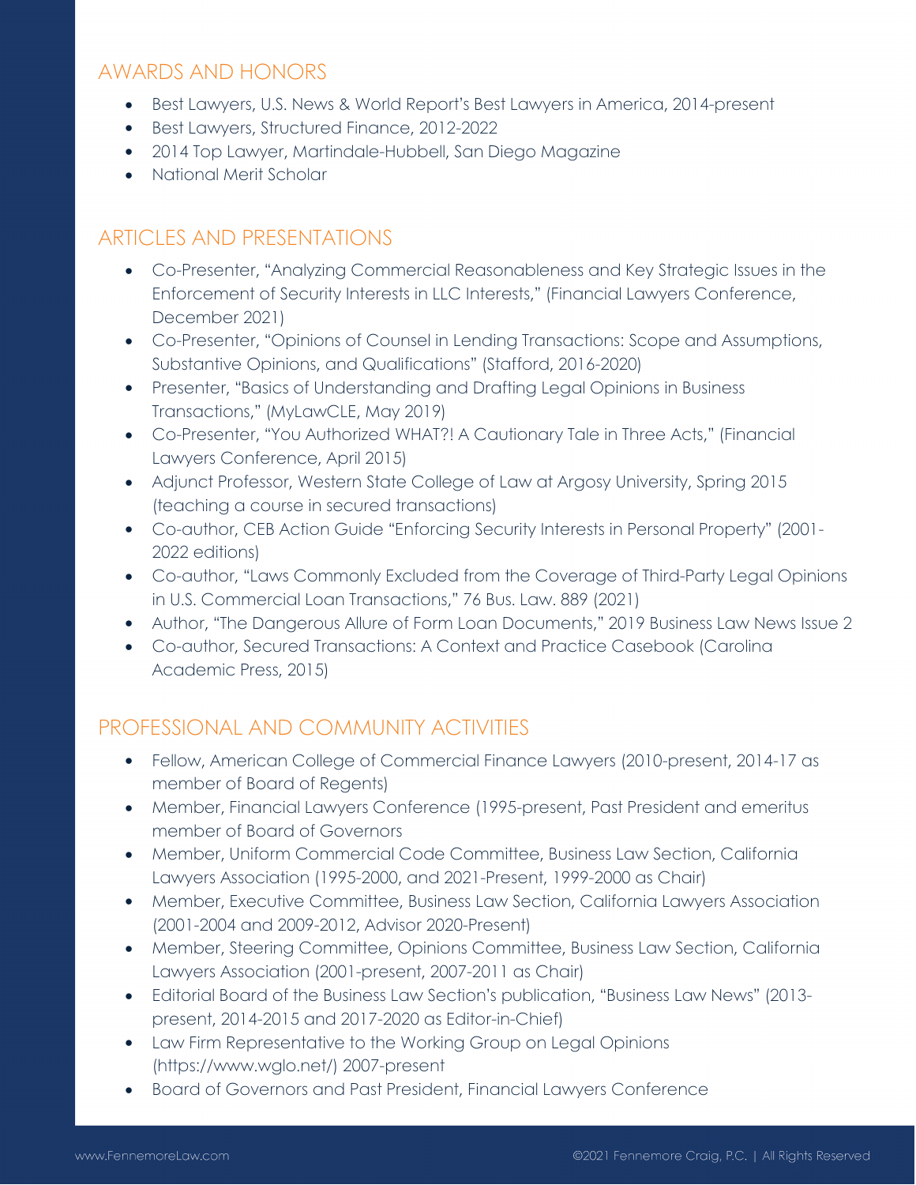## AWARDS AND HONORS

- Best Lawyers, U.S. News & World Report's Best Lawyers in America, 2014-present
- Best Lawyers, Structured Finance, 2012-2022
- 2014 Top Lawyer, Martindale-Hubbell, San Diego Magazine
- National Merit Scholar

## ARTICLES AND PRESENTATIONS

- Co-Presenter, "Analyzing Commercial Reasonableness and Key Strategic Issues in the Enforcement of Security Interests in LLC Interests," (Financial Lawyers Conference, December 2021)
- Co-Presenter, "Opinions of Counsel in Lending Transactions: Scope and Assumptions, Substantive Opinions, and Qualifications" (Stafford, 2016-2020)
- Presenter, "Basics of Understanding and Drafting Legal Opinions in Business Transactions," (MyLawCLE, May 2019)
- Co-Presenter, "You Authorized WHAT?! A Cautionary Tale in Three Acts," (Financial Lawyers Conference, April 2015)
- Adjunct Professor, Western State College of Law at Argosy University, Spring 2015 (teaching a course in secured transactions)
- Co-author, CEB Action Guide "Enforcing Security Interests in Personal Property" (2001-2022 editions)
- Co-author, "Laws Commonly Excluded from the Coverage of Third-Party Legal Opinions in U.S. Commercial Loan Transactions," 76 Bus. Law. 889 (2021)
- Author, "The Dangerous Allure of Form Loan Documents," 2019 Business Law News Issue 2
- Co-author, Secured Transactions: A Context and Practice Casebook (Carolina Academic Press, 2015)

## PROFESSIONAL AND COMMUNITY ACTIVITIES

- Fellow, American College of Commercial Finance Lawyers (2010-present, 2014-17 as member of Board of Regents)
- Member, Financial Lawyers Conference (1995-present, Past President and emeritus member of Board of Governors
- Member, Uniform Commercial Code Committee, Business Law Section, California Lawyers Association (1995-2000, and 2021-Present, 1999-2000 as Chair)
- Member, Executive Committee, Business Law Section, California Lawyers Association (2001-2004 and 2009-2012, Advisor 2020-Present)
- Member, Steering Committee, Opinions Committee, Business Law Section, California Lawyers Association (2001-present, 2007-2011 as Chair)
- Editorial Board of the Business Law Section's publication, "Business Law News" (2013-present, 2014-2015 and 2017-2020 as Editor-in-Chief)
- Law Firm Representative to the Working Group on Legal Opinions (https://www.wglo.net/) 2007-present
- Board of Governors and Past President, Financial Lawyers Conference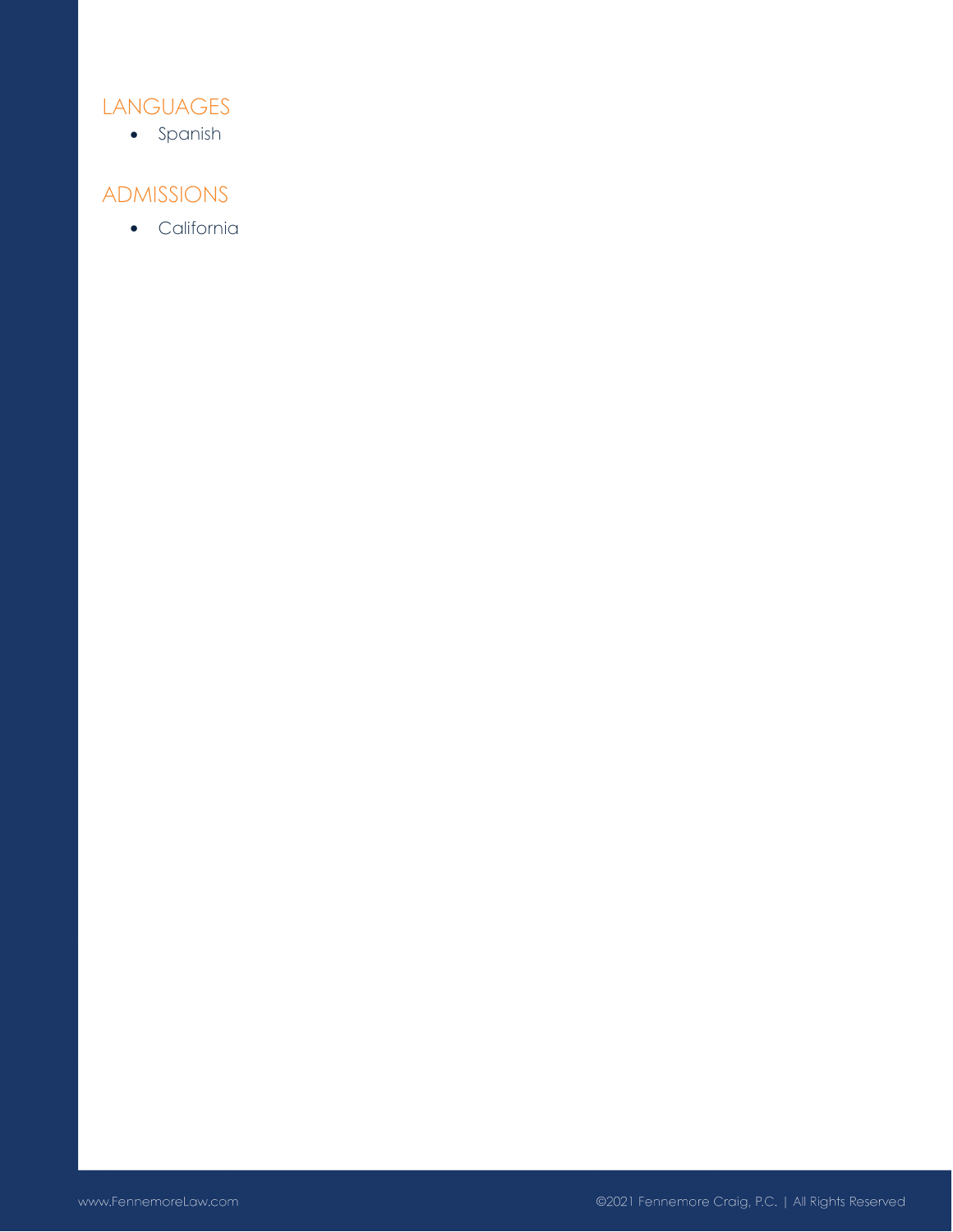## LANGUAGES

- Spanish

## ADMISSIONS

- California